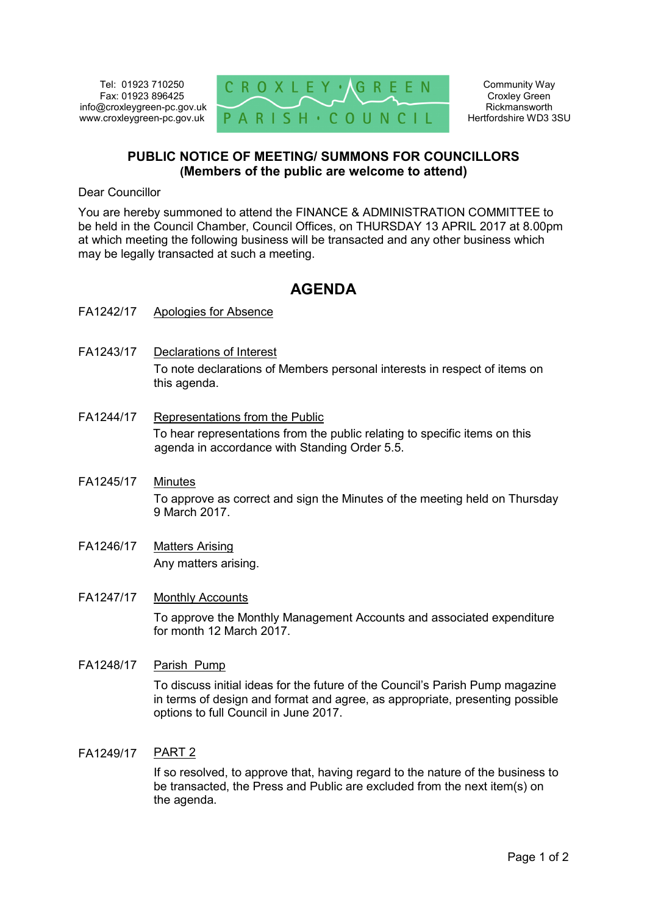Tel: 01923 710250
Fax: 01923 896425
info@croxleygreen-pc.gov.uk
www.croxleygreen-pc.gov.uk

CROXLEY GREEN PARISH COUNCIL

Community Way
Croxley Green
Rickmansworth
Hertfordshire WD3 3SU

**PUBLIC NOTICE OF MEETING/ SUMMONS FOR COUNCILLORS**
**(Members of the public are welcome to attend)**

Dear Councillor

You are hereby summoned to attend the FINANCE & ADMINISTRATION COMMITTEE to be held in the Council Chamber, Council Offices, on THURSDAY 13 APRIL 2017 at 8.00pm at which meeting the following business will be transacted and any other business which may be legally transacted at such a meeting.

## AGENDA

**FA1242/17** Apologies for Absence

**FA1243/17** Declarations of Interest

To note declarations of Members personal interests in respect of items on this agenda.

**FA1244/17** Representations from the Public

To hear representations from the public relating to specific items on this agenda in accordance with Standing Order 5.5.

**FA1245/17** Minutes

To approve as correct and sign the Minutes of the meeting held on Thursday 9 March 2017.

**FA1246/17** Matters Arising

Any matters arising.

**FA1247/17** Monthly Accounts

To approve the Monthly Management Accounts and associated expenditure for month 12 March 2017.

**FA1248/17** Parish Pump

To discuss initial ideas for the future of the Council's Parish Pump magazine in terms of design and format and agree, as appropriate, presenting possible options to full Council in June 2017.

**FA1249/17** PART 2

If so resolved, to approve that, having regard to the nature of the business to be transacted, the Press and Public are excluded from the next item(s) on the agenda.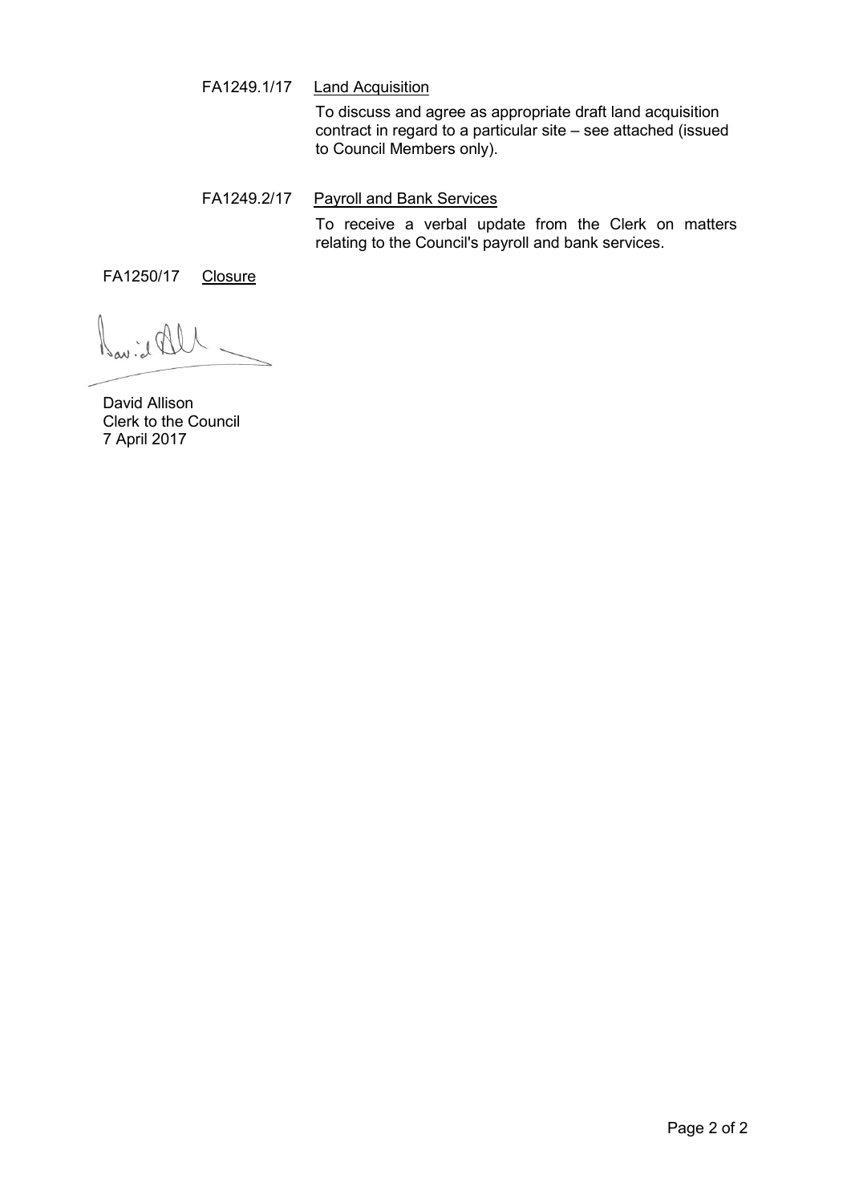FA1249.1/17 Land Acquisition

To discuss and agree as appropriate draft land acquisition contract in regard to a particular site – see attached (issued to Council Members only).

FA1249.2/17 Payroll and Bank Services

To receive a verbal update from the Clerk on matters relating to the Council's payroll and bank services.

FA1250/17 Closure

David Allison
Clerk to the Council
7 April 2017